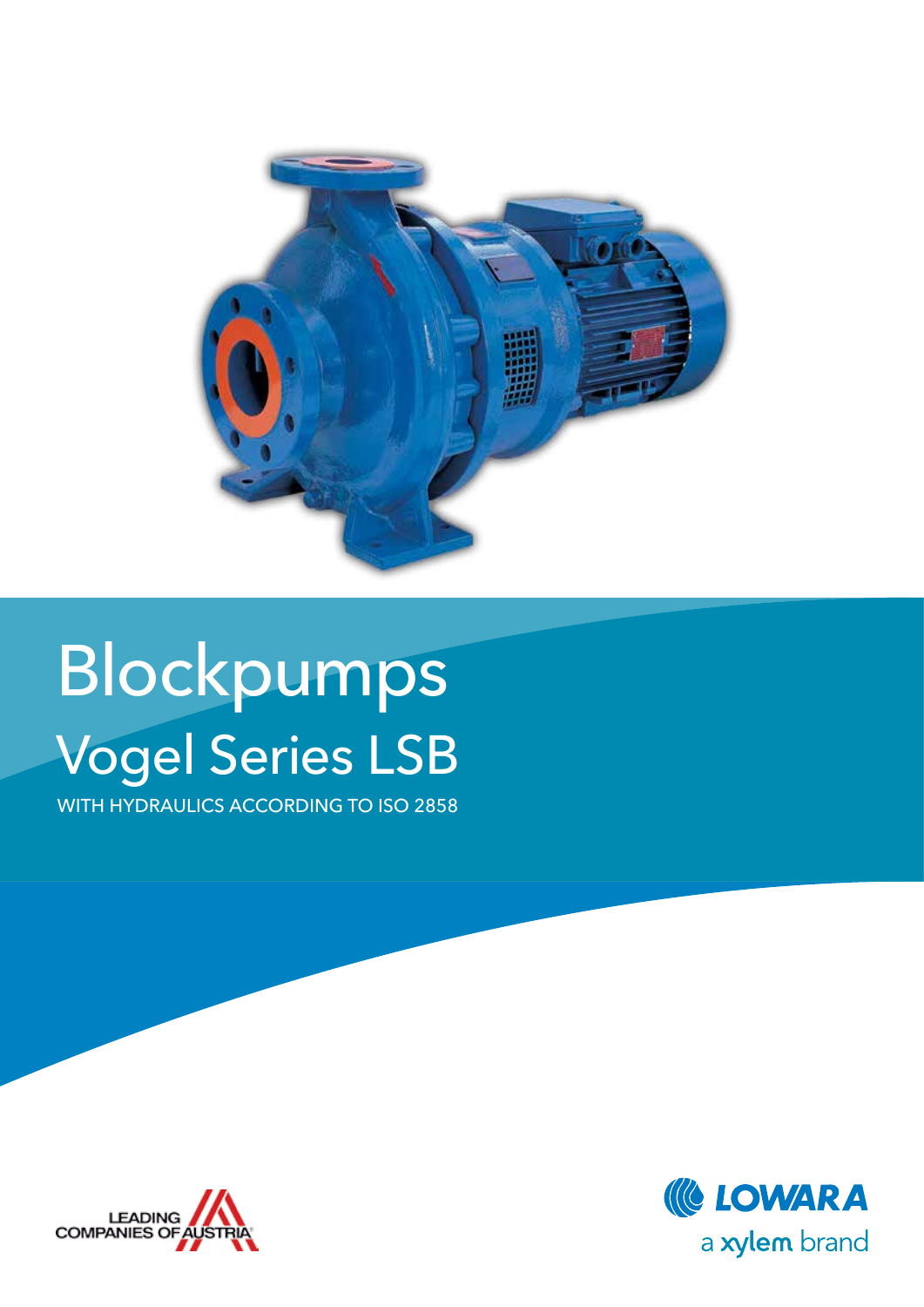# Blockpumps

## Vogel Series LSB

WITH HYDRAULICS ACCORDING TO ISO 2858

LEADING COMPANIES OF AUSTRIA

LOWARA
a xylem brand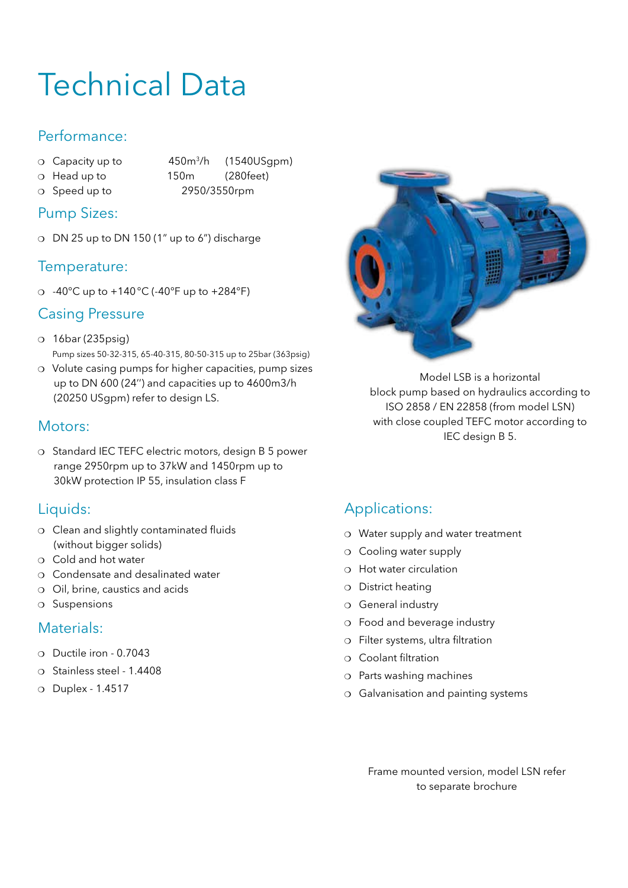# Technical Data

## Performance:

- Capacity up to 450m³/h (1540USgpm)
- Head up to 150m (280feet)
- Speed up to 2950/3550rpm

## Pump Sizes:

- DN 25 up to DN 150 (1" up to 6") discharge

## Temperature:

- -40°C up to +140 °C (-40°F up to +284°F)

## Casing Pressure

- 16bar (235psig)
  Pump sizes 50-32-315, 65-40-315, 80-50-315 up to 25bar (363psig)
- Volute casing pumps for higher capacities, pump sizes up to DN 600 (24'') and capacities up to 4600m3/h (20250 USgpm) refer to design LS.

## Motors:

- Standard IEC TEFC electric motors, design B 5 power range 2950rpm up to 37kW and 1450rpm up to 30kW protection IP 55, insulation class F

## Liquids:

- Clean and slightly contaminated fluids (without bigger solids)
- Cold and hot water
- Condensate and desalinated water
- Oil, brine, caustics and acids
- Suspensions

## Materials:

- Ductile iron - 0.7043
- Stainless steel - 1.4408
- Duplex - 1.4517

Model LSB is a horizontal block pump based on hydraulics according to ISO 2858 / EN 22858 (from model LSN) with close coupled TEFC motor according to IEC design B 5.

## Applications:

- Water supply and water treatment
- Cooling water supply
- Hot water circulation
- District heating
- General industry
- Food and beverage industry
- Filter systems, ultra filtration
- Coolant filtration
- Parts washing machines
- Galvanisation and painting systems

Frame mounted version, model LSN refer to separate brochure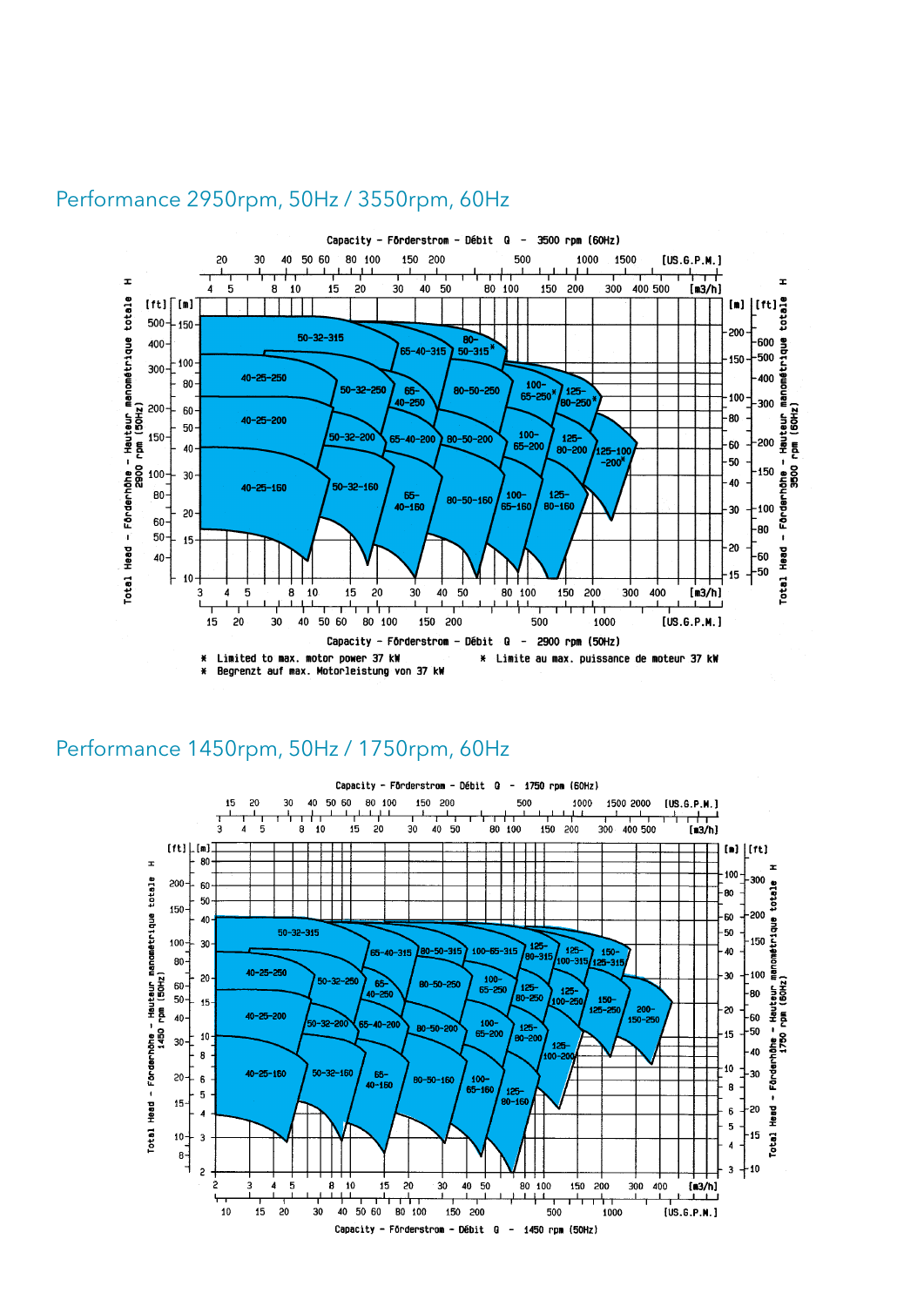## Performance 2950rpm, 50Hz / 3550rpm, 60Hz

Capacity - Förderstrom - Débit Q - 3500 rpm (60Hz)

Total Head - Förderhöhe - Hauteur manométrique totale H 2900 rpm (50Hz)

Total Head - Förderhöhe - Hauteur manométrique totale H 3500 rpm (60Hz)

Capacity - Förderstrom - Débit Q - 2900 rpm (50Hz)

50-32-315, 65-40-315, 80-50-315*, 40-25-250, 50-32-250, 65-40-250, 80-50-250, 100-65-250*, 125-80-250*, 40-25-200, 50-32-200, 65-40-200, 80-50-200, 100-65-200, 125-80-200, 125-100-200*, 40-25-160, 50-32-160, 65-40-160, 80-50-160, 100-65-160, 125-80-160

* Limited to max. motor power 37 kW
* Begrenzt auf max. Motorleistung von 37 kW
* Limite au max. puissance de moteur 37 kW

## Performance 1450rpm, 50Hz / 1750rpm, 60Hz

Capacity - Förderstrom - Débit Q - 1750 rpm (60Hz)

Total Head - Förderhöhe - Hauteur manométrique totale H 1450 rpm (50Hz)

Total Head - Förderhöhe - Hauteur manométrique totale H 1750 rpm (60Hz)

Capacity - Förderstrom - Débit Q - 1450 rpm (50Hz)

50-32-315, 65-40-315, 80-50-315, 100-65-315, 125-80-315, 125-100-315, 150-125-315, 40-25-250, 50-32-250, 65-40-250, 80-50-250, 100-65-250, 125-80-250, 125-100-250, 150-125-250, 200-150-250, 40-25-200, 50-32-200, 65-40-200, 80-50-200, 100-65-200, 125-80-200, 125-100-200, 40-25-160, 50-32-160, 65-40-160, 80-50-160, 100-65-160, 125-80-160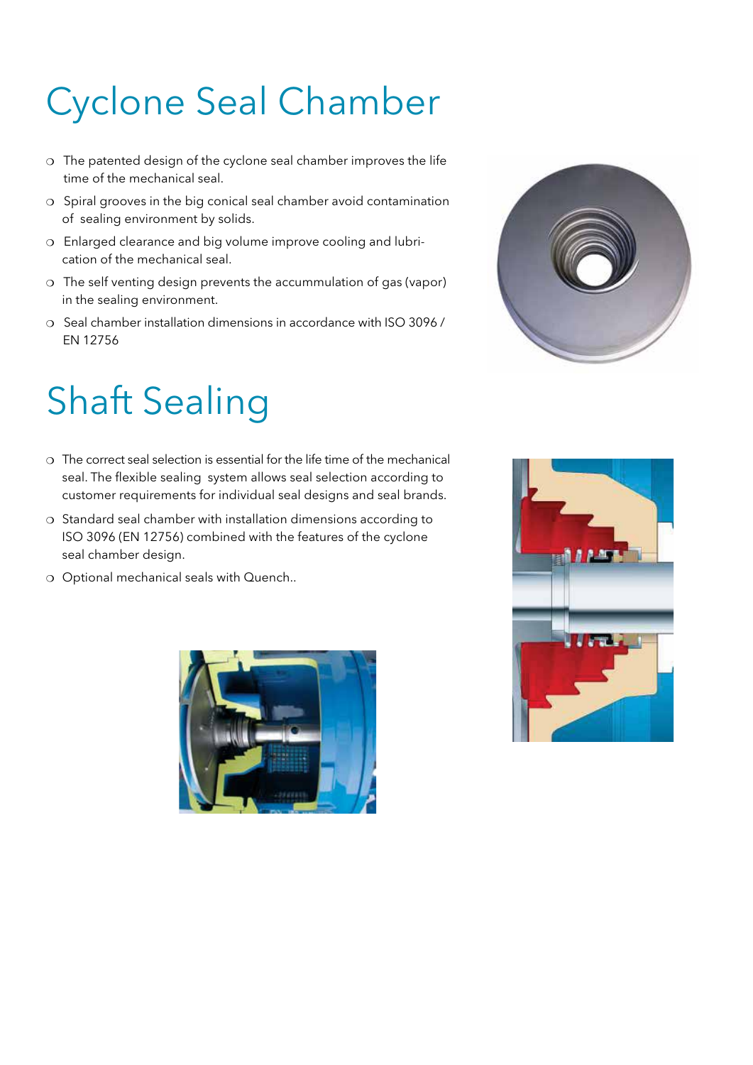# Cyclone Seal Chamber

- The patented design of the cyclone seal chamber improves the life time of the mechanical seal.
- Spiral grooves in the big conical seal chamber avoid contamination of sealing environment by solids.
- Enlarged clearance and big volume improve cooling and lubrication of the mechanical seal.
- The self venting design prevents the accummulation of gas (vapor) in the sealing environment.
- Seal chamber installation dimensions in accordance with ISO 3096 / EN 12756

# Shaft Sealing

- The correct seal selection is essential for the life time of the mechanical seal. The flexible sealing system allows seal selection according to customer requirements for individual seal designs and seal brands.
- Standard seal chamber with installation dimensions according to ISO 3096 (EN 12756) combined with the features of the cyclone seal chamber design.
- Optional mechanical seals with Quench..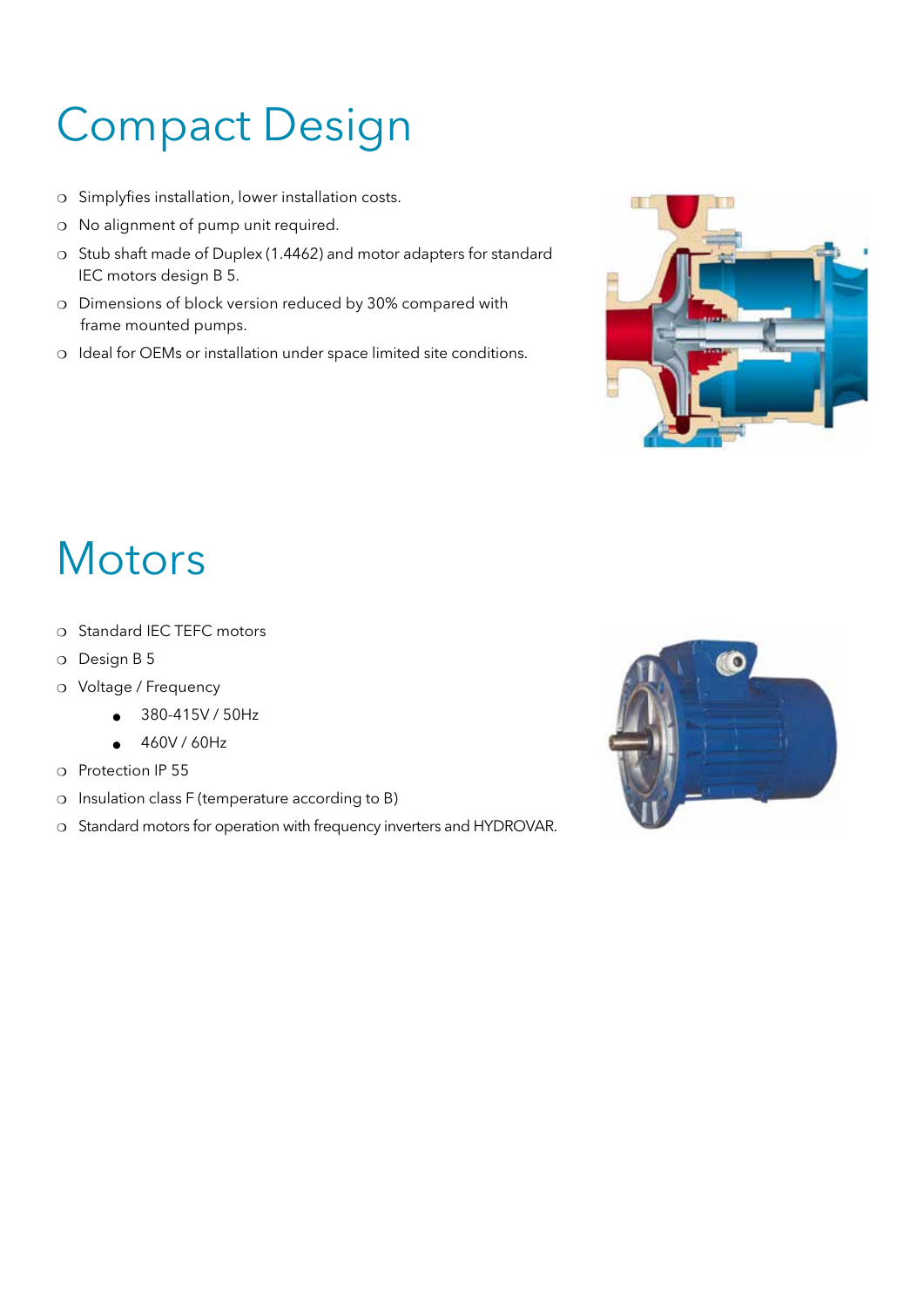# Compact Design

- Simplyfies installation, lower installation costs.
- No alignment of pump unit required.
- Stub shaft made of Duplex (1.4462) and motor adapters for standard IEC motors design B 5.
- Dimensions of block version reduced by 30% compared with frame mounted pumps.
- Ideal for OEMs or installation under space limited site conditions.

# Motors

- Standard IEC TEFC motors
- Design B 5
- Voltage / Frequency
  - 380-415V / 50Hz
  - 460V / 60Hz
- Protection IP 55
- Insulation class F (temperature according to B)
- Standard motors for operation with frequency inverters and HYDROVAR.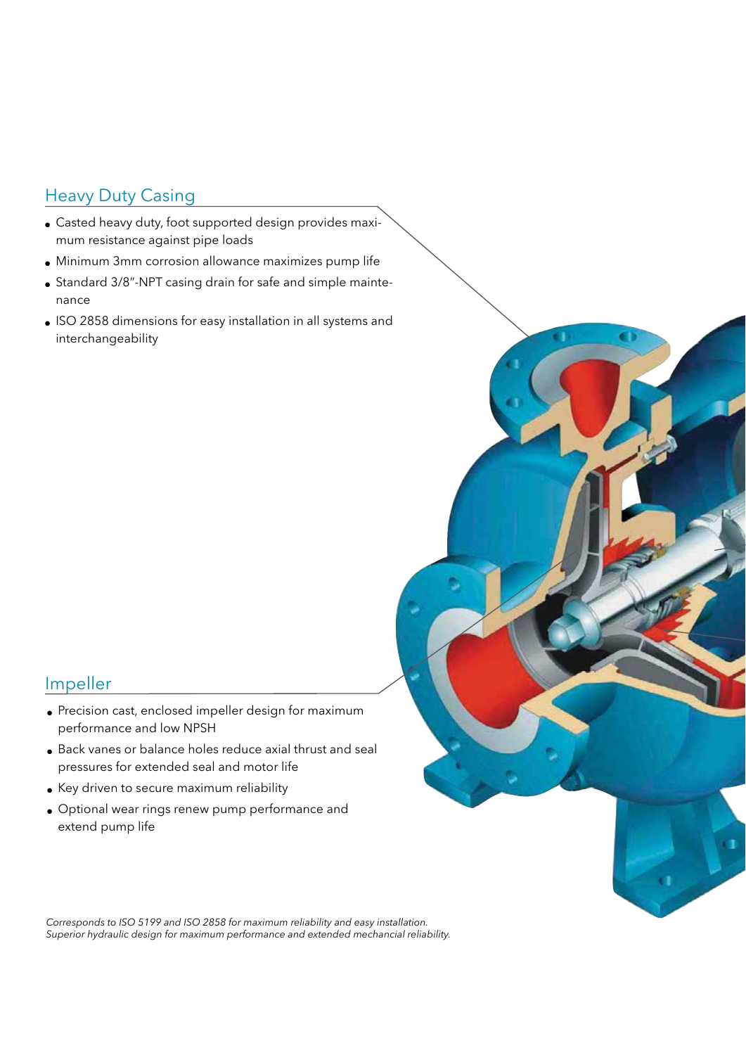## Heavy Duty Casing

- Casted heavy duty, foot supported design provides maximum resistance against pipe loads
- Minimum 3mm corrosion allowance maximizes pump life
- Standard 3/8"-NPT casing drain for safe and simple maintenance
- ISO 2858 dimensions for easy installation in all systems and interchangeability

## Impeller

- Precision cast, enclosed impeller design for maximum performance and low NPSH
- Back vanes or balance holes reduce axial thrust and seal pressures for extended seal and motor life
- Key driven to secure maximum reliability
- Optional wear rings renew pump performance and extend pump life

*Corresponds to ISO 5199 and ISO 2858 for maximum reliability and easy installation.*
*Superior hydraulic design for maximum performance and extended mechancial reliability.*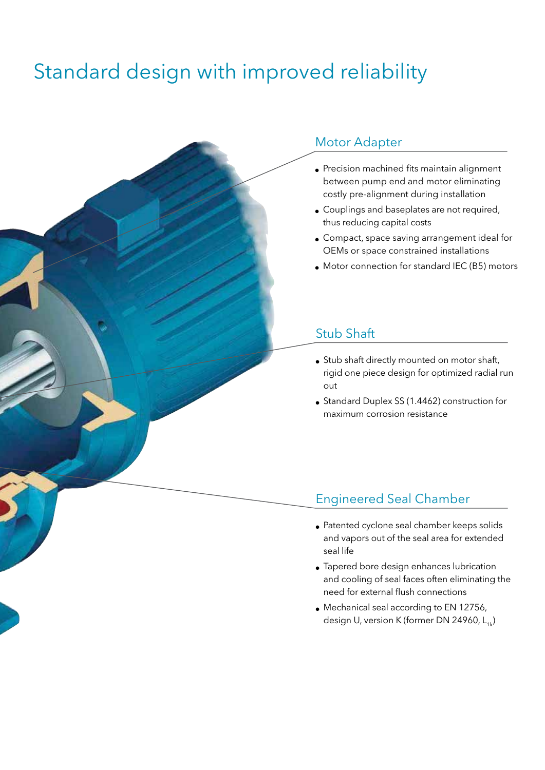# Standard design with improved reliability

## Motor Adapter

- Precision machined fits maintain alignment between pump end and motor eliminating costly pre-alignment during installation
- Couplings and baseplates are not required, thus reducing capital costs
- Compact, space saving arrangement ideal for OEMs or space constrained installations
- Motor connection for standard IEC (B5) motors

## Stub Shaft

- Stub shaft directly mounted on motor shaft, rigid one piece design for optimized radial run out
- Standard Duplex SS (1.4462) construction for maximum corrosion resistance

## Engineered Seal Chamber

- Patented cyclone seal chamber keeps solids and vapors out of the seal area for extended seal life
- Tapered bore design enhances lubrication and cooling of seal faces often eliminating the need for external flush connections
- Mechanical seal according to EN 12756, design U, version K (former DN 24960, $L_{1k}$)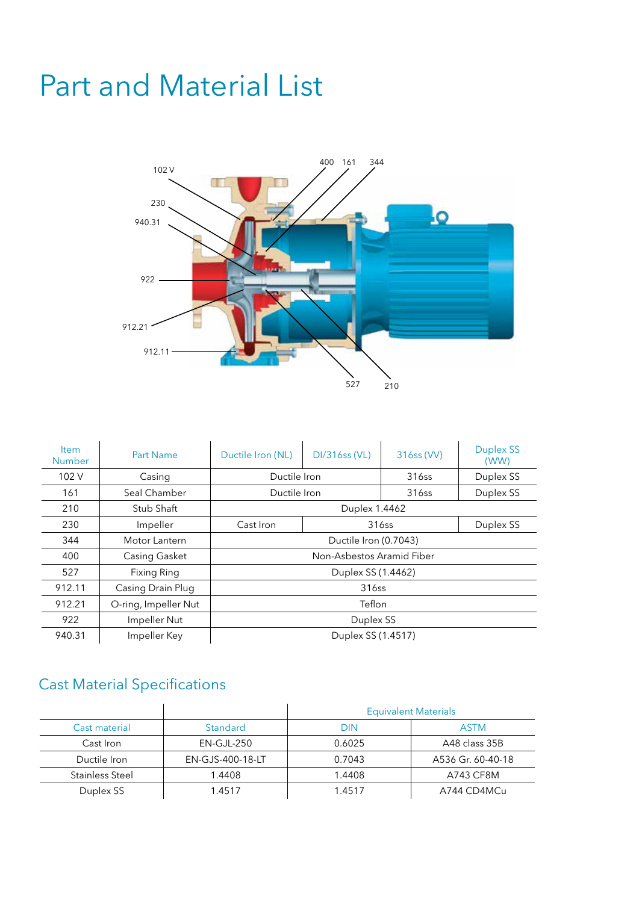# Part and Material List

| Item Number | Part Name | Ductile Iron (NL) | DI/316ss (VL) | 316ss (VV) | Duplex SS (WW) |
|---|---|---|---|---|---|
| 102 V | Casing | Ductile Iron | | 316ss | Duplex SS |
| 161 | Seal Chamber | Ductile Iron | | 316ss | Duplex SS |
| 210 | Stub Shaft | Duplex 1.4462 | | | |
| 230 | Impeller | Cast Iron | 316ss | | Duplex SS |
| 344 | Motor Lantern | Ductile Iron (0.7043) | | | |
| 400 | Casing Gasket | Non-Asbestos Aramid Fiber | | | |
| 527 | Fixing Ring | Duplex SS (1.4462) | | | |
| 912.11 | Casing Drain Plug | 316ss | | | |
| 912.21 | O-ring, Impeller Nut | Teflon | | | |
| 922 | Impeller Nut | Duplex SS | | | |
| 940.31 | Impeller Key | Duplex SS (1.4517) | | | |

## Cast Material Specifications

| | | Equivalent Materials | |
|---|---|---|---|
| Cast material | Standard | DIN | ASTM |
| Cast Iron | EN-GJL-250 | 0.6025 | A48 class 35B |
| Ductile Iron | EN-GJS-400-18-LT | 0.7043 | A536 Gr. 60-40-18 |
| Stainless Steel | 1.4408 | 1.4408 | A743 CF8M |
| Duplex SS | 1.4517 | 1.4517 | A744 CD4MCu |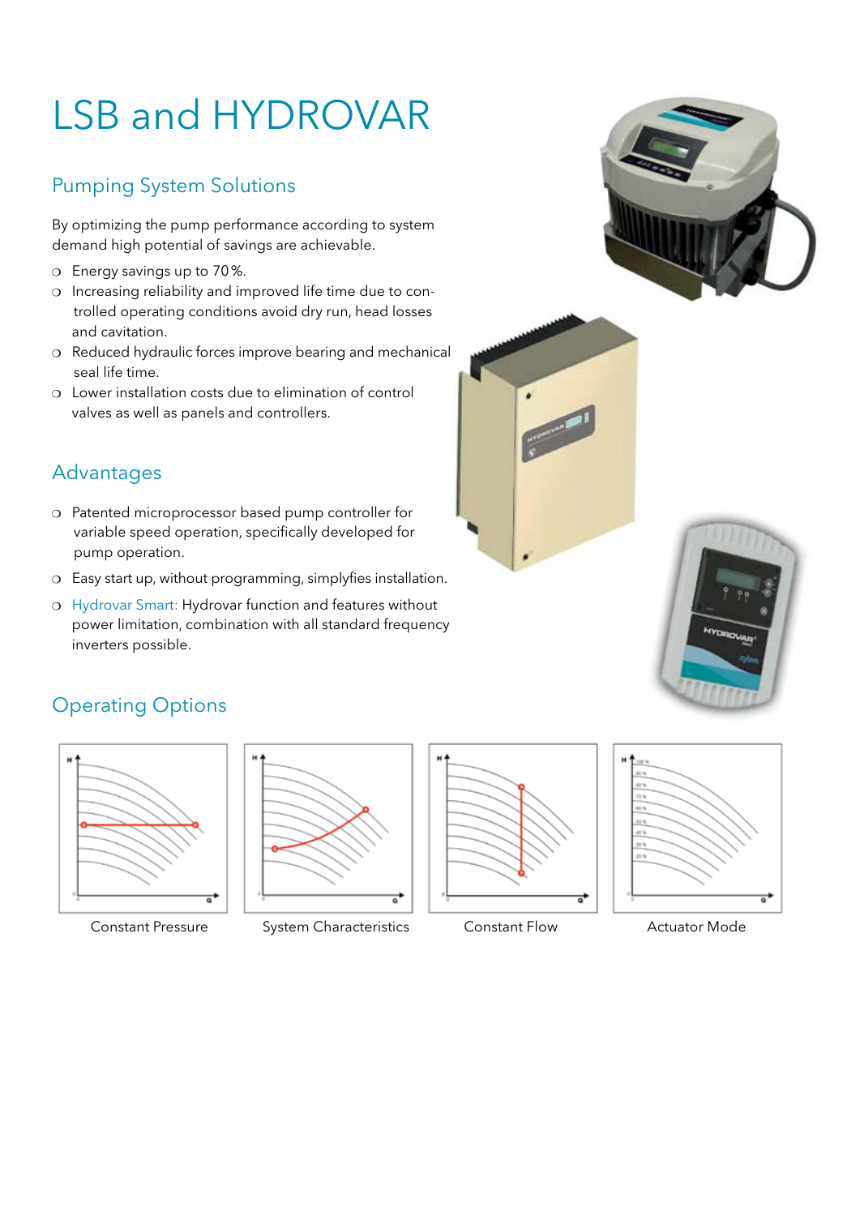# LSB and HYDROVAR

## Pumping System Solutions

By optimizing the pump performance according to system demand high potential of savings are achievable.

- Energy savings up to 70%.
- Increasing reliability and improved life time due to controlled operating conditions avoid dry run, head losses and cavitation.
- Reduced hydraulic forces improve bearing and mechanical seal life time.
- Lower installation costs due to elimination of control valves as well as panels and controllers.

## Advantages

- Patented microprocessor based pump controller for variable speed operation, specifically developed for pump operation.
- Easy start up, without programming, simplyfies installation.
- Hydrovar Smart: Hydrovar function and features without power limitation, combination with all standard frequency inverters possible.

## Operating Options

Constant Pressure

System Characteristics

Constant Flow

Actuator Mode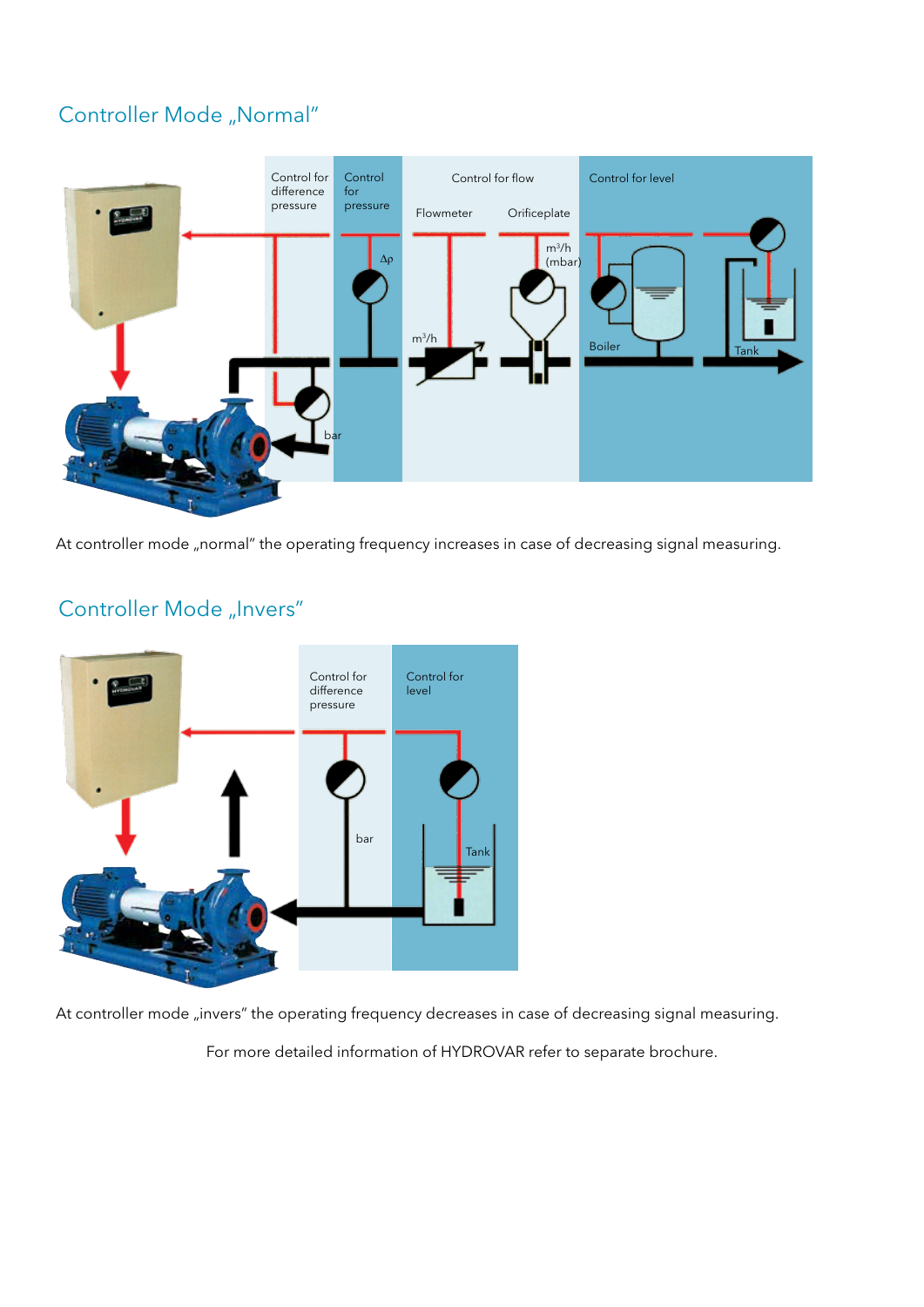## Controller Mode „Normal"

At controller mode „normal" the operating frequency increases in case of decreasing signal measuring.

## Controller Mode „Invers"

At controller mode „invers" the operating frequency decreases in case of decreasing signal measuring.

For more detailed information of HYDROVAR refer to separate brochure.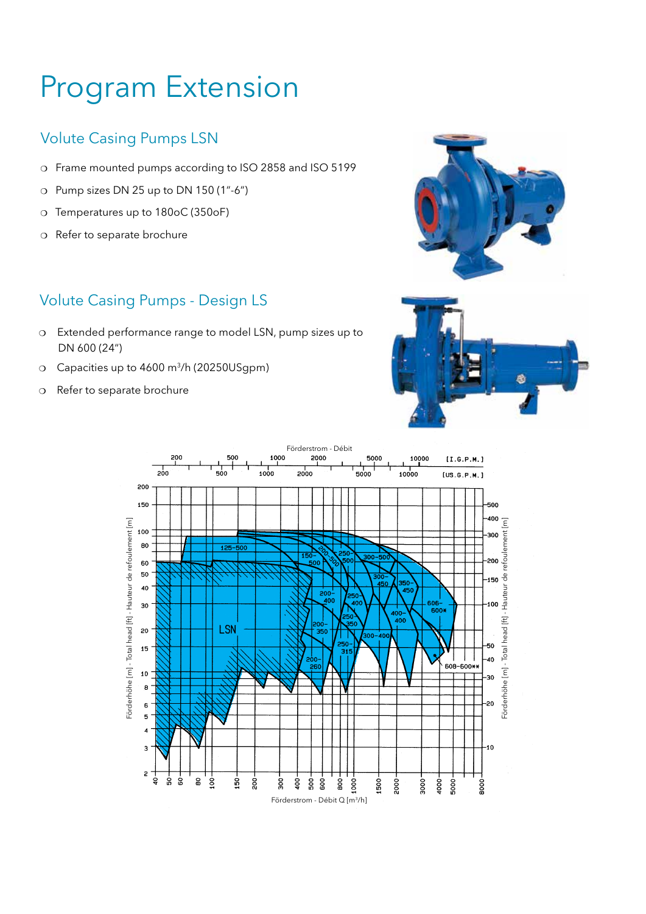# Program Extension

## Volute Casing Pumps LSN

- Frame mounted pumps according to ISO 2858 and ISO 5199
- Pump sizes DN 25 up to DN 150 (1"-6")
- Temperatures up to 180oC (350oF)
- Refer to separate brochure

## Volute Casing Pumps - Design LS

- Extended performance range to model LSN, pump sizes up to DN 600 (24")
- Capacities up to 4600 m³/h (20250USgpm)
- Refer to separate brochure

Förderstrom - Débit

Förderhöhe [m] - Total head [ft] - Hauteur de refoulement [m]

Förderhöhe [m] - Total head [ft] - Hauteur de refoulement [m]

Förderstrom - Débit Q [m³/h]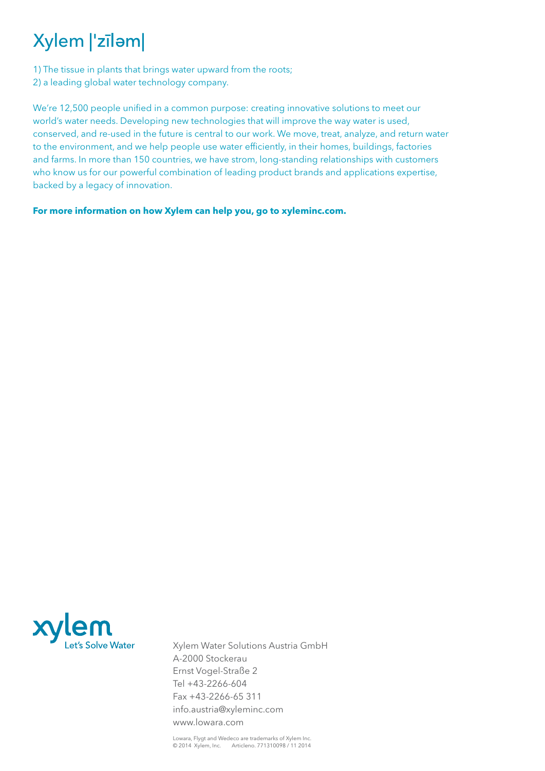# Xylem |'zīləm|

1) The tissue in plants that brings water upward from the roots;
2) a leading global water technology company.

We're 12,500 people unified in a common purpose: creating innovative solutions to meet our world's water needs. Developing new technologies that will improve the way water is used, conserved, and re-used in the future is central to our work. We move, treat, analyze, and return water to the environment, and we help people use water efficiently, in their homes, buildings, factories and farms. In more than 150 countries, we have strom, long-standing relationships with customers who know us for our powerful combination of leading product brands and applications expertise, backed by a legacy of innovation.

**For more information on how Xylem can help you, go to xyleminc.com.**

xylem
Let's Solve Water

Xylem Water Solutions Austria GmbH
A-2000 Stockerau
Ernst Vogel-Straße 2
Tel +43-2266-604
Fax +43-2266-65 311
info.austria@xyleminc.com
www.lowara.com

Lowara, Flygt and Wedeco are trademarks of Xylem Inc.
© 2014 Xylem, Inc. Articleno. 771310098 / 11 2014